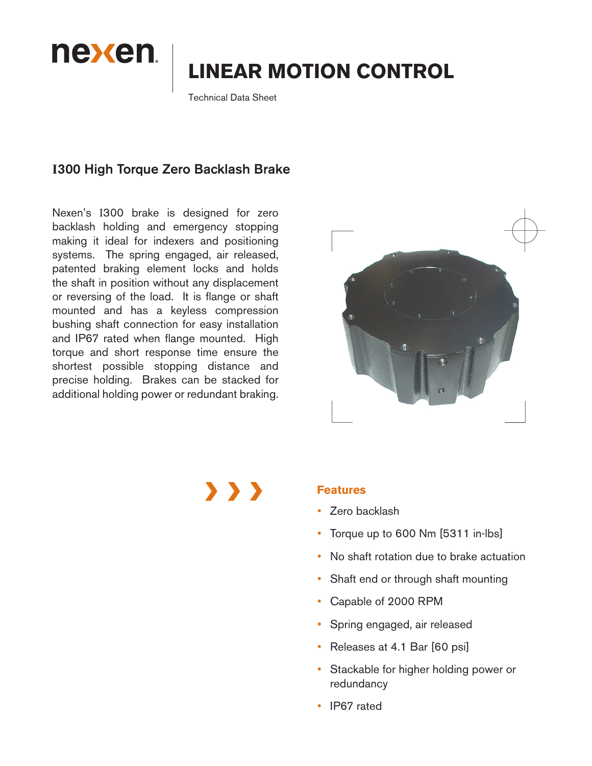# LINEAR MOTION CONTROL

Technical Data Sheet

## I300 High Torque Zero Backlash Brake

Nexen's I300 brake is designed for zero backlash holding and emergency stopping making it ideal for indexers and positioning systems. The spring engaged, air released, patented braking element locks and holds the shaft in position without any displacement or reversing of the load. It is flange or shaft mounted and has a keyless compression bushing shaft connection for easy installation and IP67 rated when flange mounted. High torque and short response time ensure the shortest possible stopping distance and precise holding. Brakes can be stacked for additional holding power or redundant braking.

### Features

- Zero backlash
- Torque up to 600 Nm [5311 in-lbs]
- No shaft rotation due to brake actuation
- Shaft end or through shaft mounting
- Capable of 2000 RPM
- Spring engaged, air released
- Releases at 4.1 Bar [60 psi]
- Stackable for higher holding power or redundancy
- IP67 rated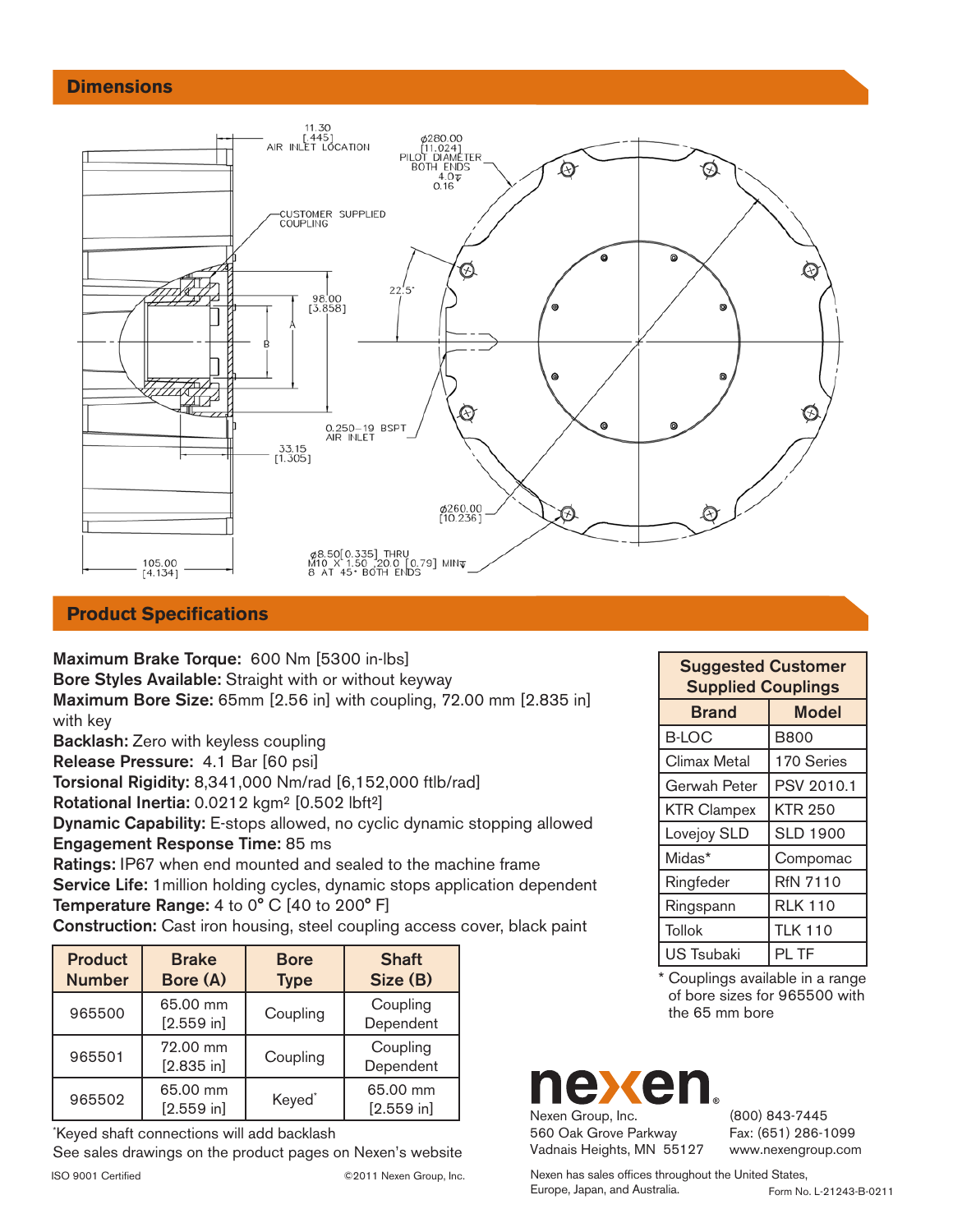## Dimensions

11.30
[.445]
AIR INLET LOCATION

ϕ280.00
[11.024]
PILOT DIAMETER
BOTH ENDS
4.0
0.16

CUSTOMER SUPPLIED
COUPLING

22.5°

98.00
[3.858]

A

B

0.250–19 BSPT
AIR INLET

33.15
[1.305]

ϕ260.00
[10.236]

105.00
[4.134]

ϕ8.50[0.335] THRU
M10 X 1.50 20.0 [0.79] MIN
8 AT 45° BOTH ENDS

## Product Specifications

**Maximum Brake Torque:** 600 Nm [5300 in-lbs]
**Bore Styles Available:** Straight with or without keyway
**Maximum Bore Size:** 65mm [2.56 in] with coupling, 72.00 mm [2.835 in] with key
**Backlash:** Zero with keyless coupling
**Release Pressure:** 4.1 Bar [60 psi]
**Torsional Rigidity:** 8,341,000 Nm/rad [6,152,000 ftlb/rad]
**Rotational Inertia:** 0.0212 kgm² [0.502 lbft²]
**Dynamic Capability:** E-stops allowed, no cyclic dynamic stopping allowed
**Engagement Response Time:** 85 ms
**Ratings:** IP67 when end mounted and sealed to the machine frame
**Service Life:** 1million holding cycles, dynamic stops application dependent
**Temperature Range:** 4 to 0° C [40 to 200° F]
**Construction:** Cast iron housing, steel coupling access cover, black paint

| Product Number | Brake Bore (A) | Bore Type | Shaft Size (B) |
|---|---|---|---|
| 965500 | 65.00 mm [2.559 in] | Coupling | Coupling Dependent |
| 965501 | 72.00 mm [2.835 in] | Coupling | Coupling Dependent |
| 965502 | 65.00 mm [2.559 in] | Keyed* | 65.00 mm [2.559 in] |

*Keyed shaft connections will add backlash
See sales drawings on the product pages on Nexen's website

| Suggested Customer Supplied Couplings | |
|---|---|
| **Brand** | **Model** |
| B-LOC | B800 |
| Climax Metal | 170 Series |
| Gerwah Peter | PSV 2010.1 |
| KTR Clampex | KTR 250 |
| Lovejoy SLD | SLD 1900 |
| Midas* | Compomac |
| Ringfeder | RfN 7110 |
| Ringspann | RLK 110 |
| Tollok | TLK 110 |
| US Tsubaki | PL TF |

\* Couplings available in a range of bore sizes for 965500 with the 65 mm bore

ISO 9001 Certified

©2011 Nexen Group, Inc.

nexen®

Nexen Group, Inc.
560 Oak Grove Parkway
Vadnais Heights, MN 55127

(800) 843-7445
Fax: (651) 286-1099
www.nexengroup.com

Nexen has sales offices throughout the United States, Europe, Japan, and Australia.

Form No. L-21243-B-0211